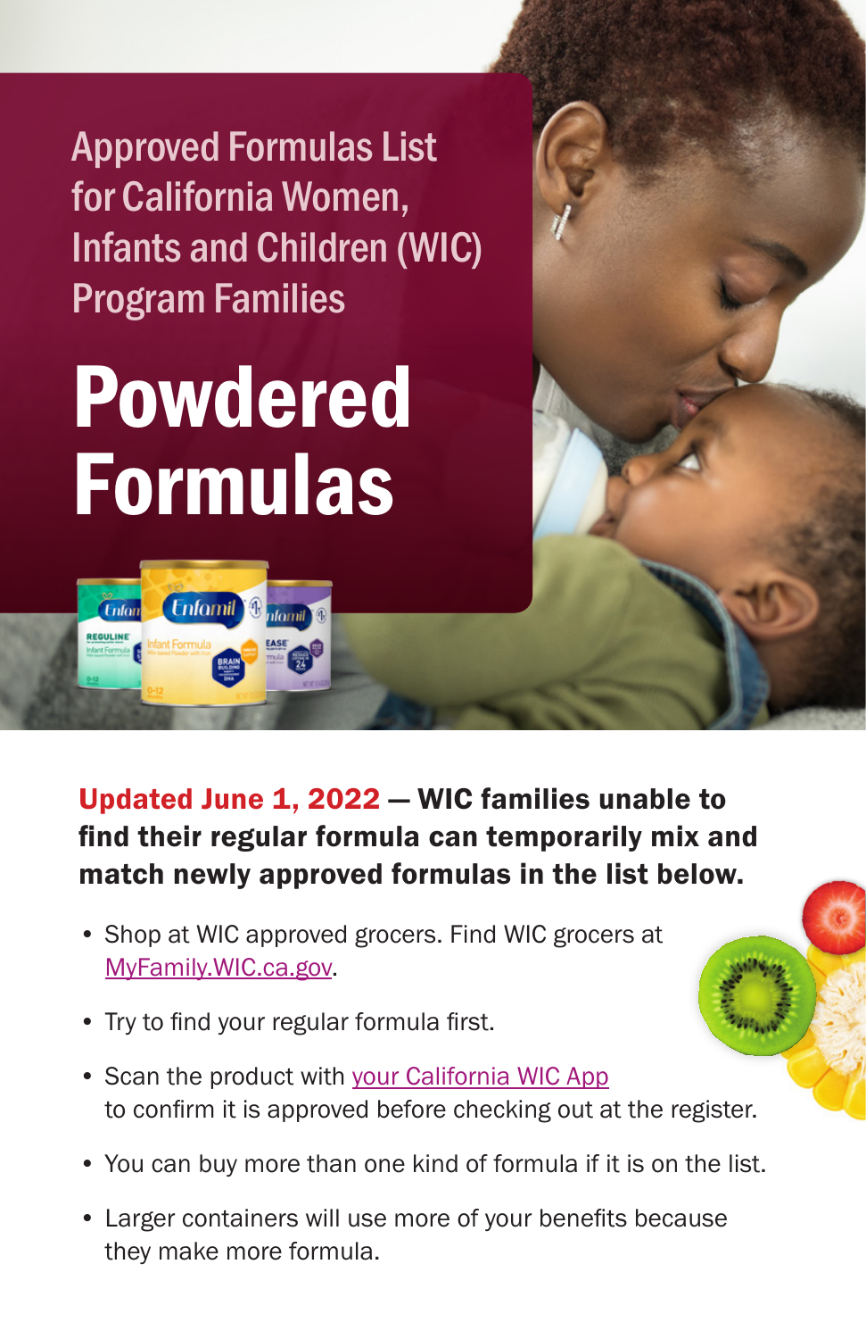# Approved Formulas List for California Women, Infants and Children (WIC) Program Families

# Powdered Formulas

**Updated June 1, 2022 — WIC families unable to find their regular formula can temporarily mix and match newly approved formulas in the list below.**

- Shop at WIC approved grocers. Find WIC grocers at MyFamily.WIC.ca.gov.
- Try to find your regular formula first.
- Scan the product with your California WIC App to confirm it is approved before checking out at the register.
- You can buy more than one kind of formula if it is on the list.
- Larger containers will use more of your benefits because they make more formula.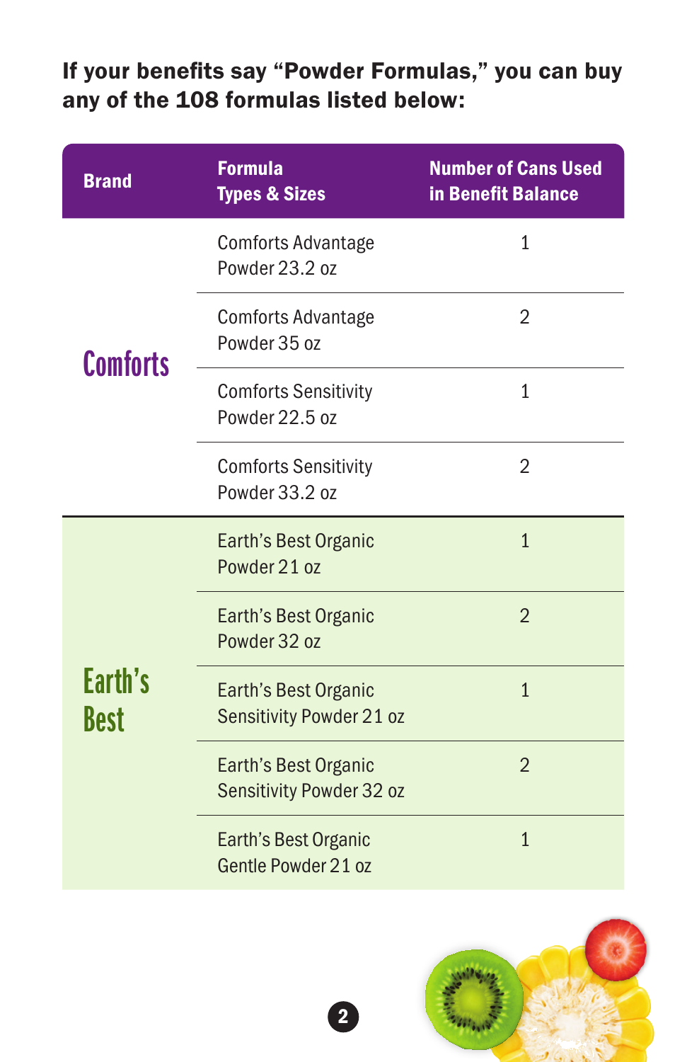**If your benefits say "Powder Formulas," you can buy any of the 108 formulas listed below:**

| Brand | Formula Types & Sizes | Number of Cans Used in Benefit Balance |
|---|---|---|
| Comforts | Comforts Advantage Powder 23.2 oz | 1 |
| | Comforts Advantage Powder 35 oz | 2 |
| | Comforts Sensitivity Powder 22.5 oz | 1 |
| | Comforts Sensitivity Powder 33.2 oz | 2 |
| Earth's Best | Earth's Best Organic Powder 21 oz | 1 |
| | Earth's Best Organic Powder 32 oz | 2 |
| | Earth's Best Organic Sensitivity Powder 21 oz | 1 |
| | Earth's Best Organic Sensitivity Powder 32 oz | 2 |
| | Earth's Best Organic Gentle Powder 21 oz | 1 |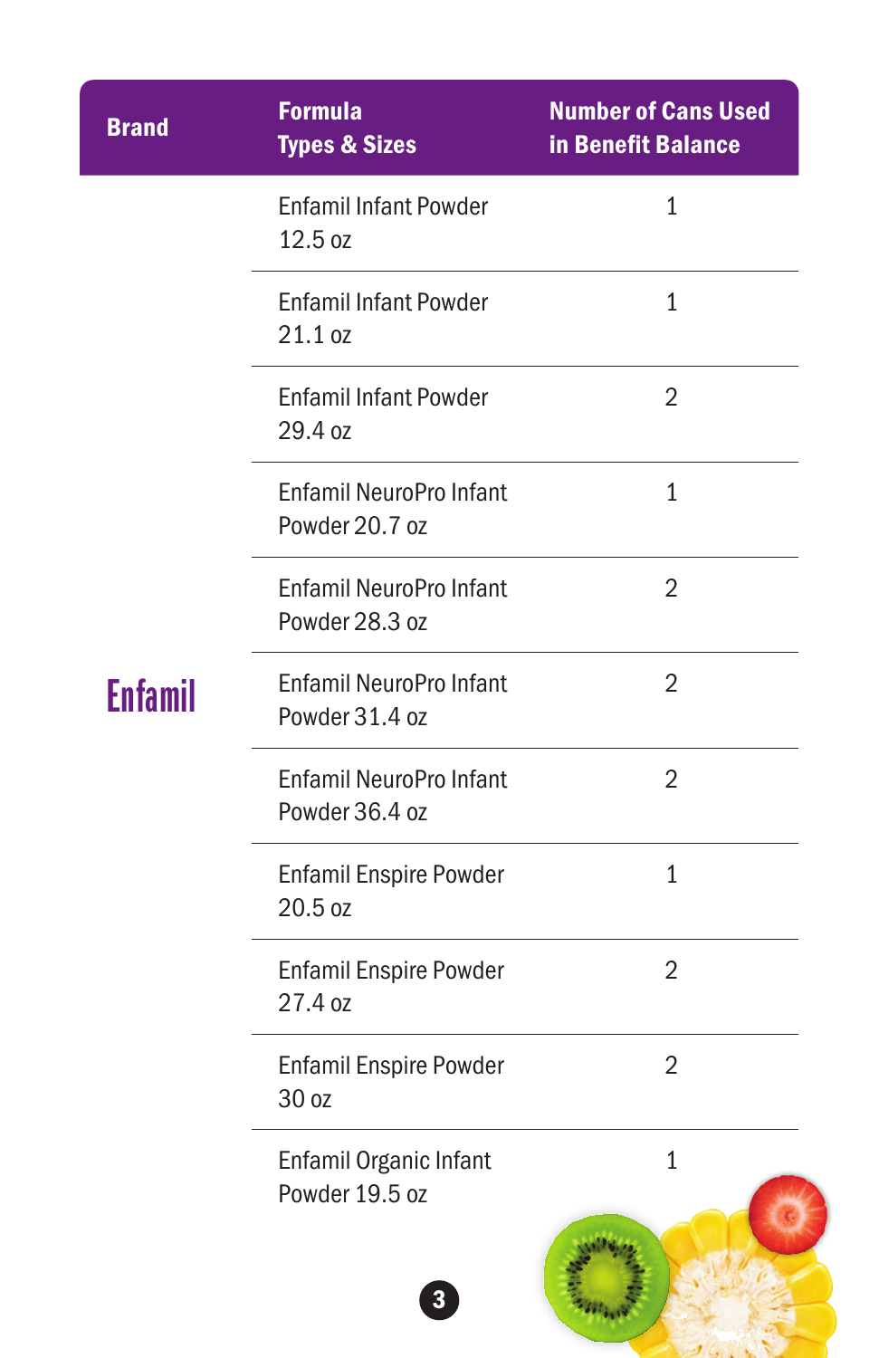| Brand | Formula Types & Sizes | Number of Cans Used in Benefit Balance |
|---|---|---|
| Enfamil | Enfamil Infant Powder 12.5 oz | 1 |
| | Enfamil Infant Powder 21.1 oz | 1 |
| | Enfamil Infant Powder 29.4 oz | 2 |
| | Enfamil NeuroPro Infant Powder 20.7 oz | 1 |
| | Enfamil NeuroPro Infant Powder 28.3 oz | 2 |
| | Enfamil NeuroPro Infant Powder 31.4 oz | 2 |
| | Enfamil NeuroPro Infant Powder 36.4 oz | 2 |
| | Enfamil Enspire Powder 20.5 oz | 1 |
| | Enfamil Enspire Powder 27.4 oz | 2 |
| | Enfamil Enspire Powder 30 oz | 2 |
| | Enfamil Organic Infant Powder 19.5 oz | 1 |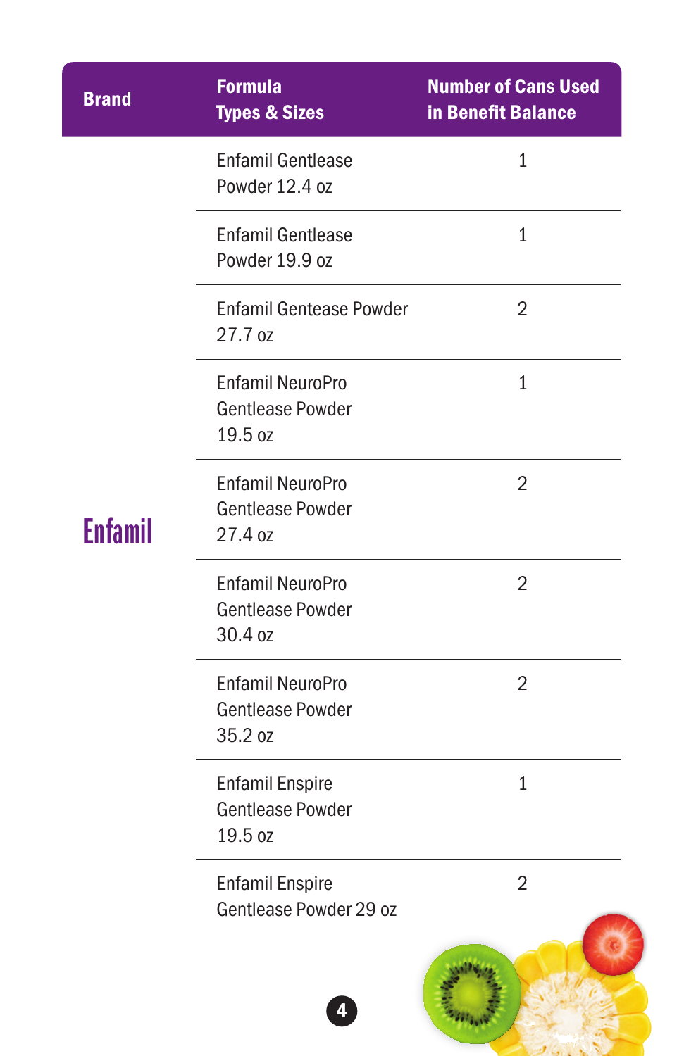| Brand | Formula Types & Sizes | Number of Cans Used in Benefit Balance |
|---|---|---|
| Enfamil | Enfamil Gentlease Powder 12.4 oz | 1 |
| | Enfamil Gentlease Powder 19.9 oz | 1 |
| | Enfamil Gentease Powder 27.7 oz | 2 |
| | Enfamil NeuroPro Gentlease Powder 19.5 oz | 1 |
| | Enfamil NeuroPro Gentlease Powder 27.4 oz | 2 |
| | Enfamil NeuroPro Gentlease Powder 30.4 oz | 2 |
| | Enfamil NeuroPro Gentlease Powder 35.2 oz | 2 |
| | Enfamil Enspire Gentlease Powder 19.5 oz | 1 |
| | Enfamil Enspire Gentlease Powder 29 oz | 2 |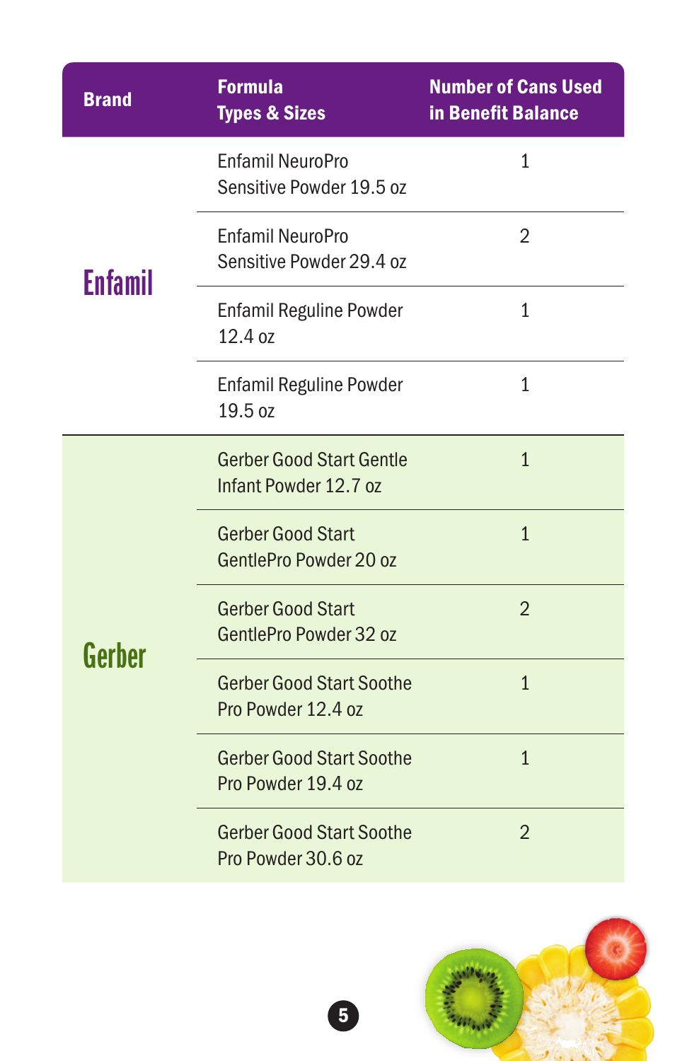| Brand | Formula Types & Sizes | Number of Cans Used in Benefit Balance |
| --- | --- | --- |
| Enfamil | Enfamil NeuroPro Sensitive Powder 19.5 oz | 1 |
| | Enfamil NeuroPro Sensitive Powder 29.4 oz | 2 |
| | Enfamil Reguline Powder 12.4 oz | 1 |
| | Enfamil Reguline Powder 19.5 oz | 1 |
| Gerber | Gerber Good Start Gentle Infant Powder 12.7 oz | 1 |
| | Gerber Good Start GentlePro Powder 20 oz | 1 |
| | Gerber Good Start GentlePro Powder 32 oz | 2 |
| | Gerber Good Start Soothe Pro Powder 12.4 oz | 1 |
| | Gerber Good Start Soothe Pro Powder 19.4 oz | 1 |
| | Gerber Good Start Soothe Pro Powder 30.6 oz | 2 |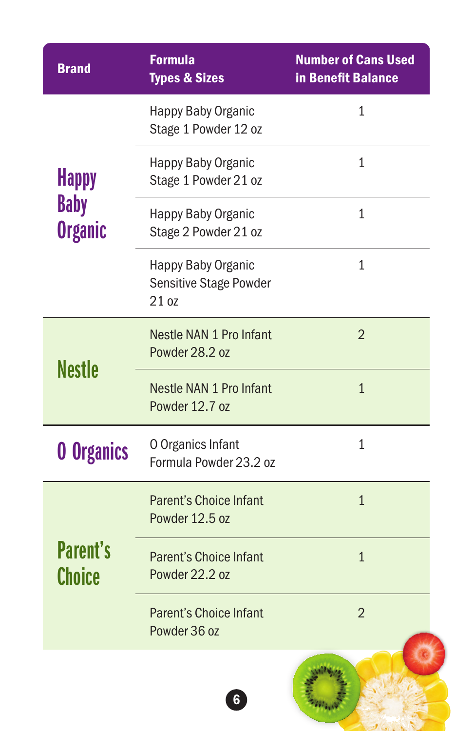| Brand | Formula Types & Sizes | Number of Cans Used in Benefit Balance |
|---|---|---|
| Happy Baby Organic | Happy Baby Organic Stage 1 Powder 12 oz | 1 |
| | Happy Baby Organic Stage 1 Powder 21 oz | 1 |
| | Happy Baby Organic Stage 2 Powder 21 oz | 1 |
| | Happy Baby Organic Sensitive Stage Powder 21 oz | 1 |
| Nestle | Nestle NAN 1 Pro Infant Powder 28.2 oz | 2 |
| | Nestle NAN 1 Pro Infant Powder 12.7 oz | 1 |
| O Organics | O Organics Infant Formula Powder 23.2 oz | 1 |
| Parent's Choice | Parent's Choice Infant Powder 12.5 oz | 1 |
| | Parent's Choice Infant Powder 22.2 oz | 1 |
| | Parent's Choice Infant Powder 36 oz | 2 |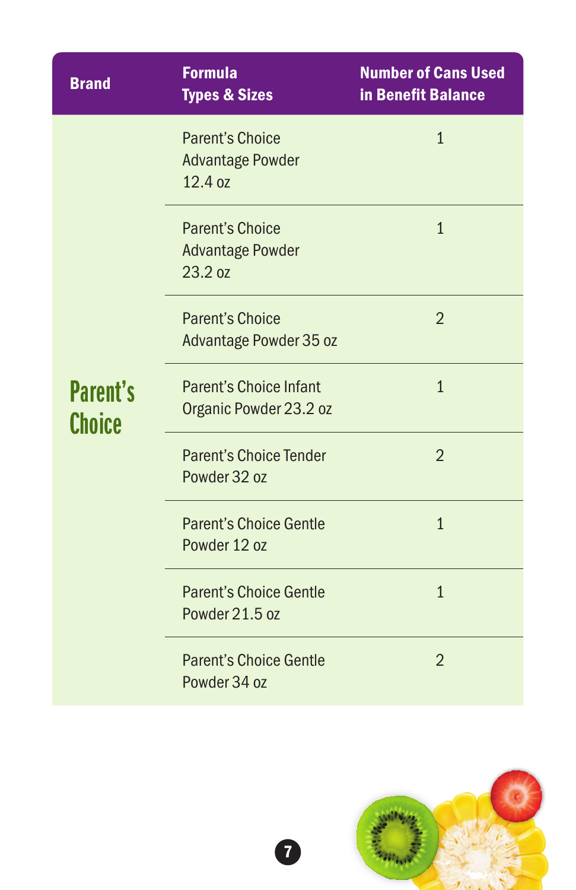| Brand | Formula Types & Sizes | Number of Cans Used in Benefit Balance |
|---|---|---|
| Parent's Choice | Parent's Choice Advantage Powder 12.4 oz | 1 |
| | Parent's Choice Advantage Powder 23.2 oz | 1 |
| | Parent's Choice Advantage Powder 35 oz | 2 |
| | Parent's Choice Infant Organic Powder 23.2 oz | 1 |
| | Parent's Choice Tender Powder 32 oz | 2 |
| | Parent's Choice Gentle Powder 12 oz | 1 |
| | Parent's Choice Gentle Powder 21.5 oz | 1 |
| | Parent's Choice Gentle Powder 34 oz | 2 |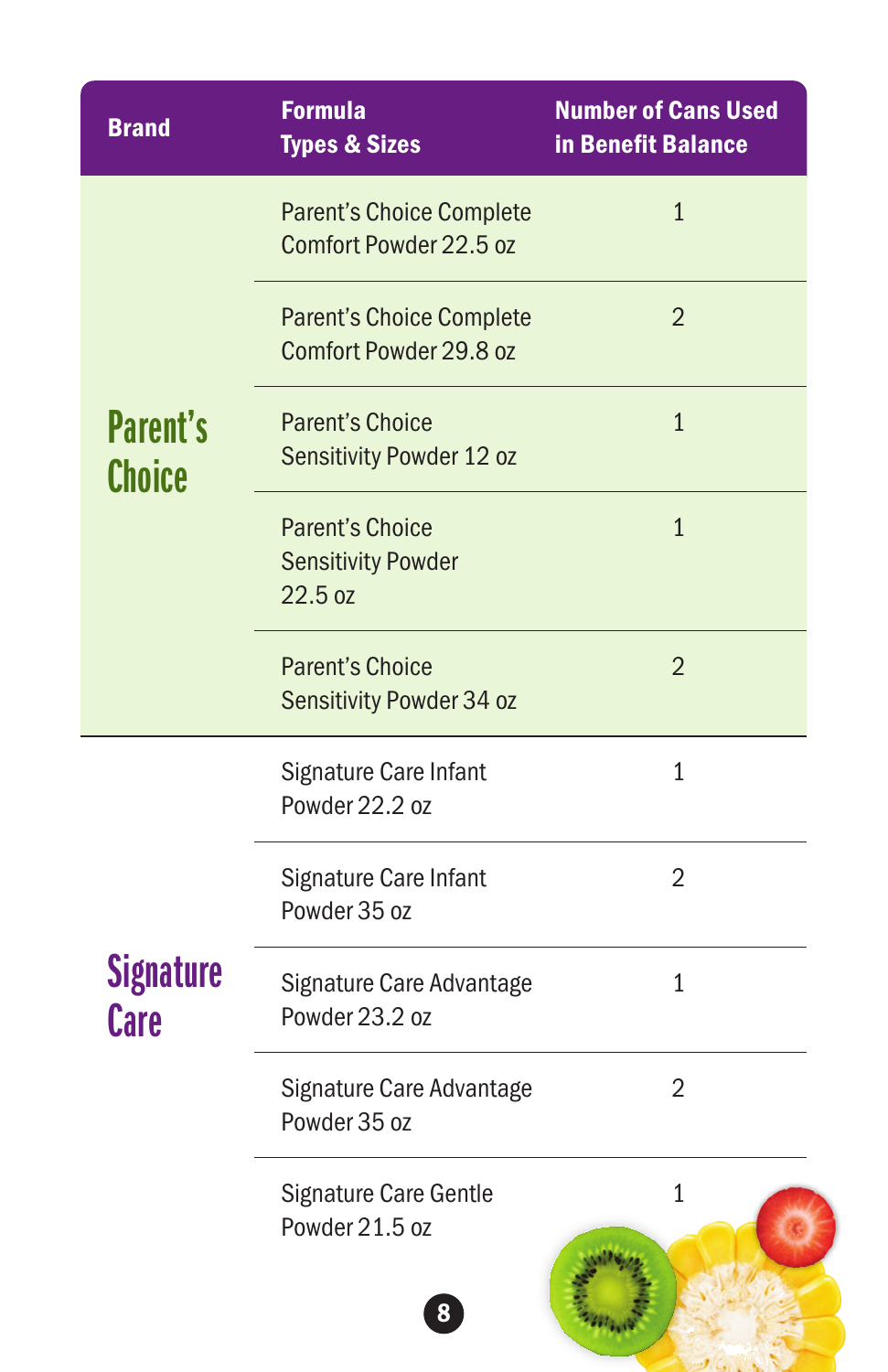| Brand | Formula Types & Sizes | Number of Cans Used in Benefit Balance |
| --- | --- | --- |
| Parent's Choice | Parent's Choice Complete Comfort Powder 22.5 oz | 1 |
| | Parent's Choice Complete Comfort Powder 29.8 oz | 2 |
| | Parent's Choice Sensitivity Powder 12 oz | 1 |
| | Parent's Choice Sensitivity Powder 22.5 oz | 1 |
| | Parent's Choice Sensitivity Powder 34 oz | 2 |
| Signature Care | Signature Care Infant Powder 22.2 oz | 1 |
| | Signature Care Infant Powder 35 oz | 2 |
| | Signature Care Advantage Powder 23.2 oz | 1 |
| | Signature Care Advantage Powder 35 oz | 2 |
| | Signature Care Gentle Powder 21.5 oz | 1 |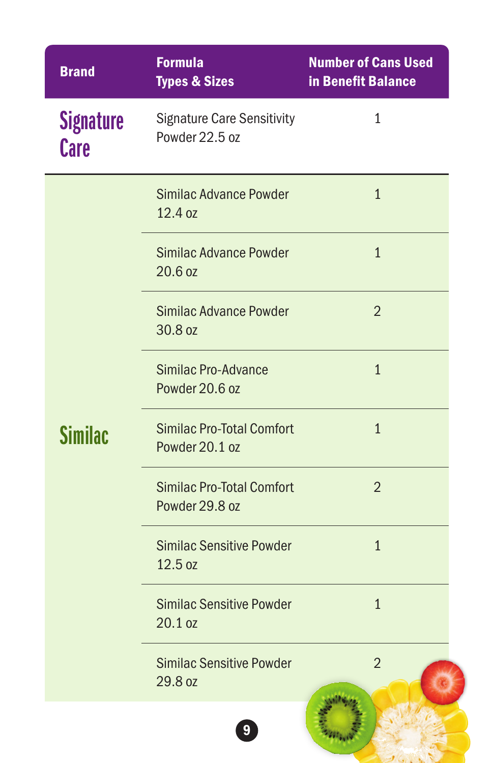| Brand | Formula Types & Sizes | Number of Cans Used in Benefit Balance |
|---|---|---|
| Signature Care | Signature Care Sensitivity Powder 22.5 oz | 1 |
| Similac | Similac Advance Powder 12.4 oz | 1 |
| | Similac Advance Powder 20.6 oz | 1 |
| | Similac Advance Powder 30.8 oz | 2 |
| | Similac Pro-Advance Powder 20.6 oz | 1 |
| | Similac Pro-Total Comfort Powder 20.1 oz | 1 |
| | Similac Pro-Total Comfort Powder 29.8 oz | 2 |
| | Similac Sensitive Powder 12.5 oz | 1 |
| | Similac Sensitive Powder 20.1 oz | 1 |
| | Similac Sensitive Powder 29.8 oz | 2 |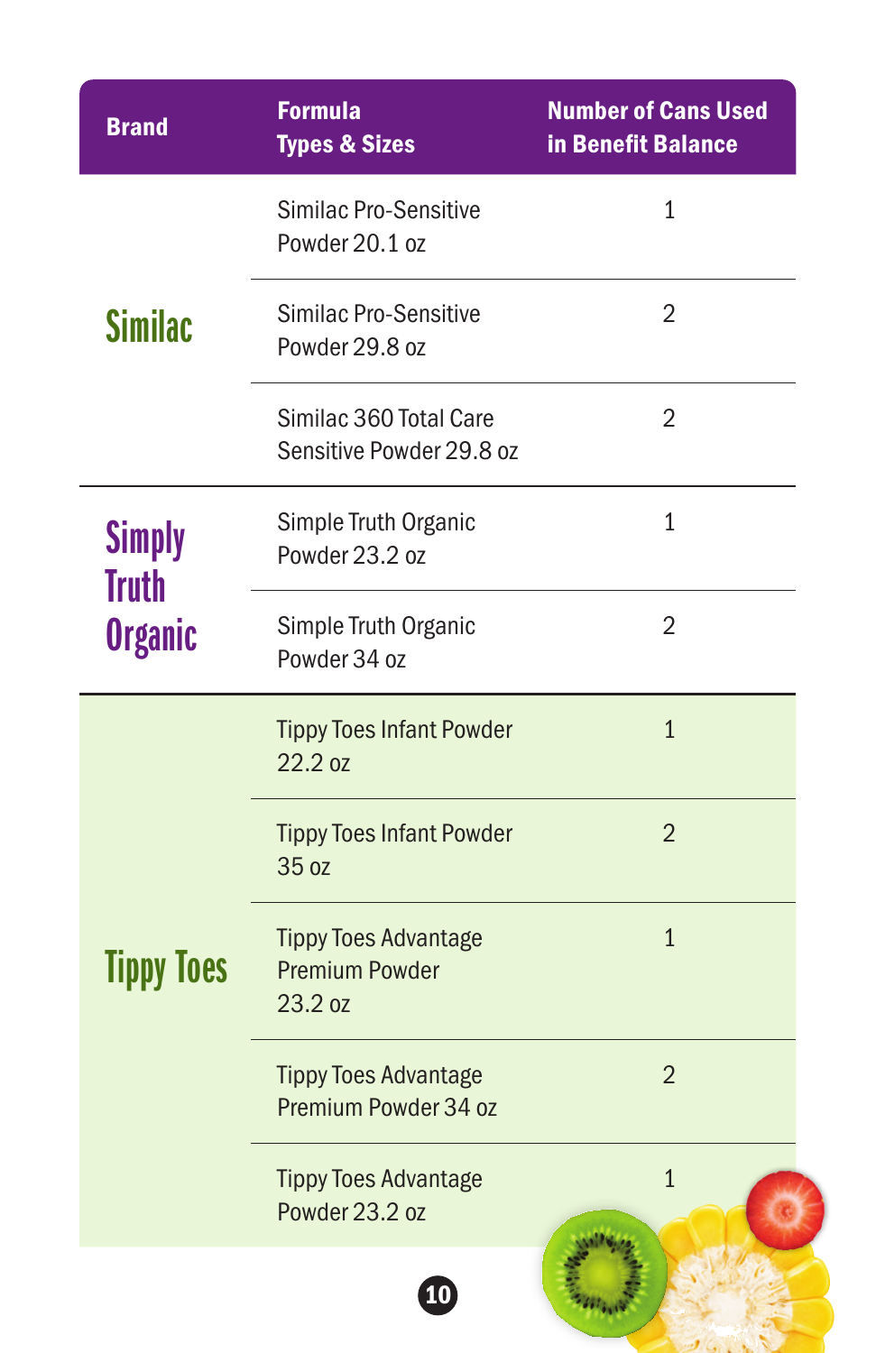| Brand | Formula Types & Sizes | Number of Cans Used in Benefit Balance |
|---|---|---|
| Similac | Similac Pro-Sensitive Powder 20.1 oz | 1 |
| | Similac Pro-Sensitive Powder 29.8 oz | 2 |
| | Similac 360 Total Care Sensitive Powder 29.8 oz | 2 |
| Simply Truth Organic | Simple Truth Organic Powder 23.2 oz | 1 |
| | Simple Truth Organic Powder 34 oz | 2 |
| Tippy Toes | Tippy Toes Infant Powder 22.2 oz | 1 |
| | Tippy Toes Infant Powder 35 oz | 2 |
| | Tippy Toes Advantage Premium Powder 23.2 oz | 1 |
| | Tippy Toes Advantage Premium Powder 34 oz | 2 |
| | Tippy Toes Advantage Powder 23.2 oz | 1 |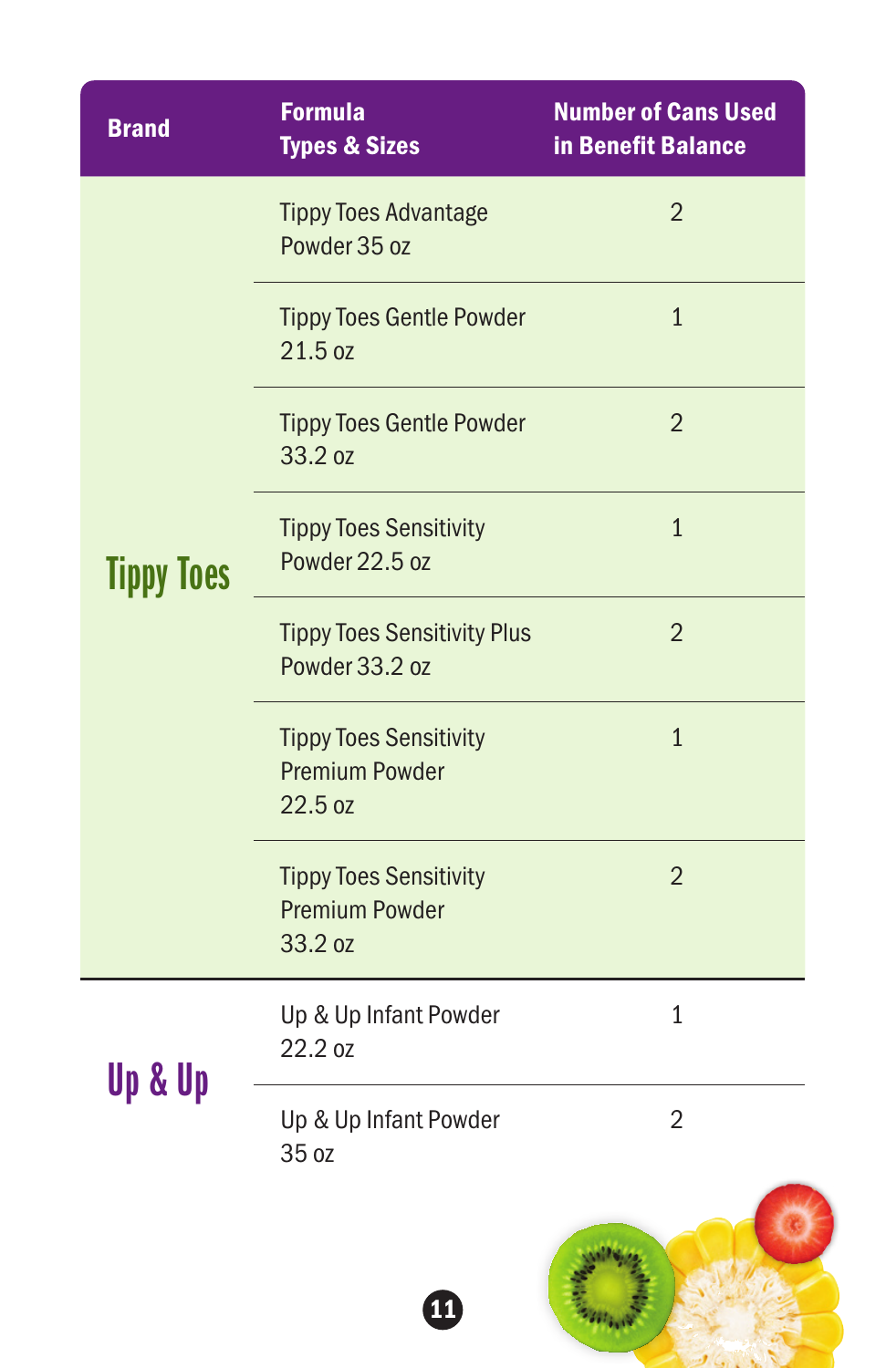| Brand | Formula Types & Sizes | Number of Cans Used in Benefit Balance |
|---|---|---|
| Tippy Toes | Tippy Toes Advantage Powder 35 oz | 2 |
| | Tippy Toes Gentle Powder 21.5 oz | 1 |
| | Tippy Toes Gentle Powder 33.2 oz | 2 |
| | Tippy Toes Sensitivity Powder 22.5 oz | 1 |
| | Tippy Toes Sensitivity Plus Powder 33.2 oz | 2 |
| | Tippy Toes Sensitivity Premium Powder 22.5 oz | 1 |
| | Tippy Toes Sensitivity Premium Powder 33.2 oz | 2 |
| Up & Up | Up & Up Infant Powder 22.2 oz | 1 |
| | Up & Up Infant Powder 35 oz | 2 |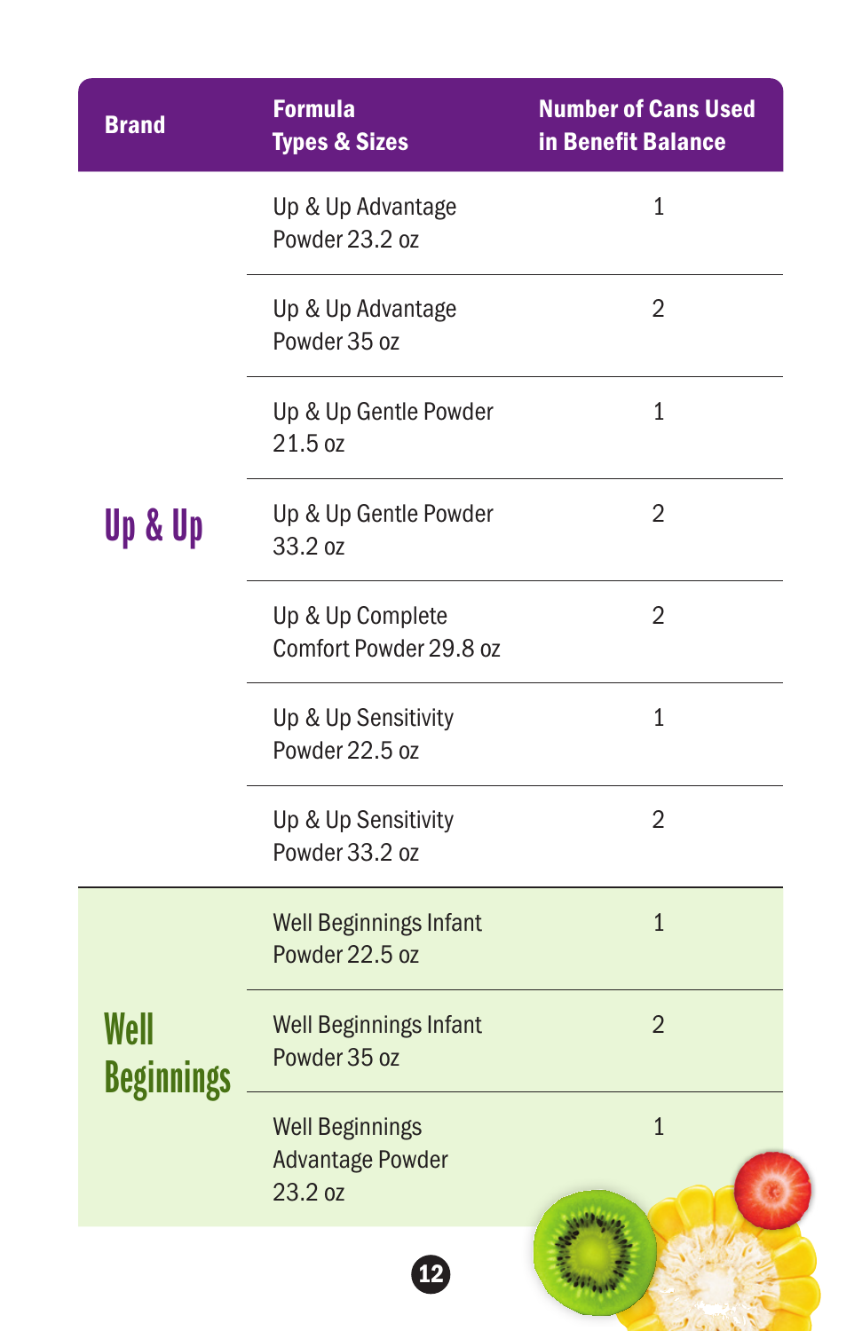| Brand | Formula Types & Sizes | Number of Cans Used in Benefit Balance |
|---|---|---|
| Up & Up | Up & Up Advantage Powder 23.2 oz | 1 |
| | Up & Up Advantage Powder 35 oz | 2 |
| | Up & Up Gentle Powder 21.5 oz | 1 |
| | Up & Up Gentle Powder 33.2 oz | 2 |
| | Up & Up Complete Comfort Powder 29.8 oz | 2 |
| | Up & Up Sensitivity Powder 22.5 oz | 1 |
| | Up & Up Sensitivity Powder 33.2 oz | 2 |
| Well Beginnings | Well Beginnings Infant Powder 22.5 oz | 1 |
| | Well Beginnings Infant Powder 35 oz | 2 |
| | Well Beginnings Advantage Powder 23.2 oz | 1 |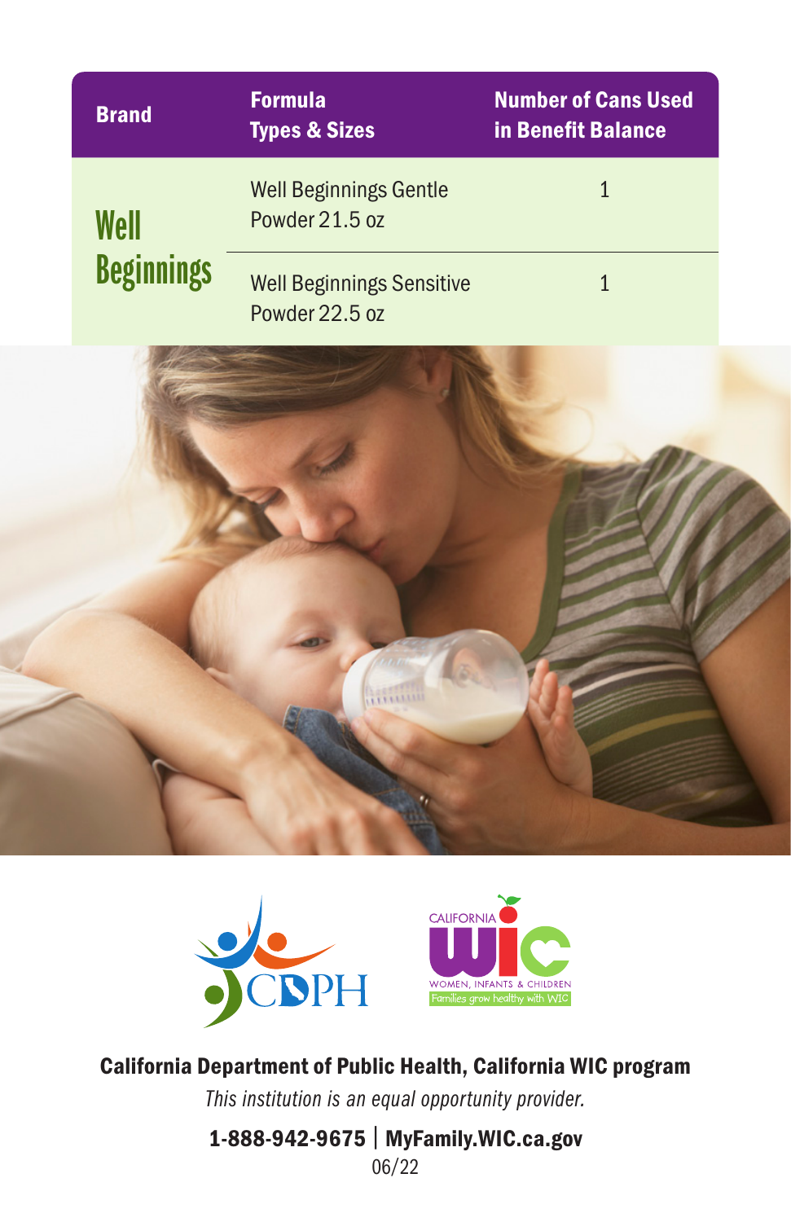| Brand | Formula Types & Sizes | Number of Cans Used in Benefit Balance |
|---|---|---|
| Well Beginnings | Well Beginnings Gentle Powder 21.5 oz | 1 |
| | Well Beginnings Sensitive Powder 22.5 oz | 1 |

**California Department of Public Health, California WIC program**

*This institution is an equal opportunity provider.*

**1-888-942-9675 | MyFamily.WIC.ca.gov**

06/22